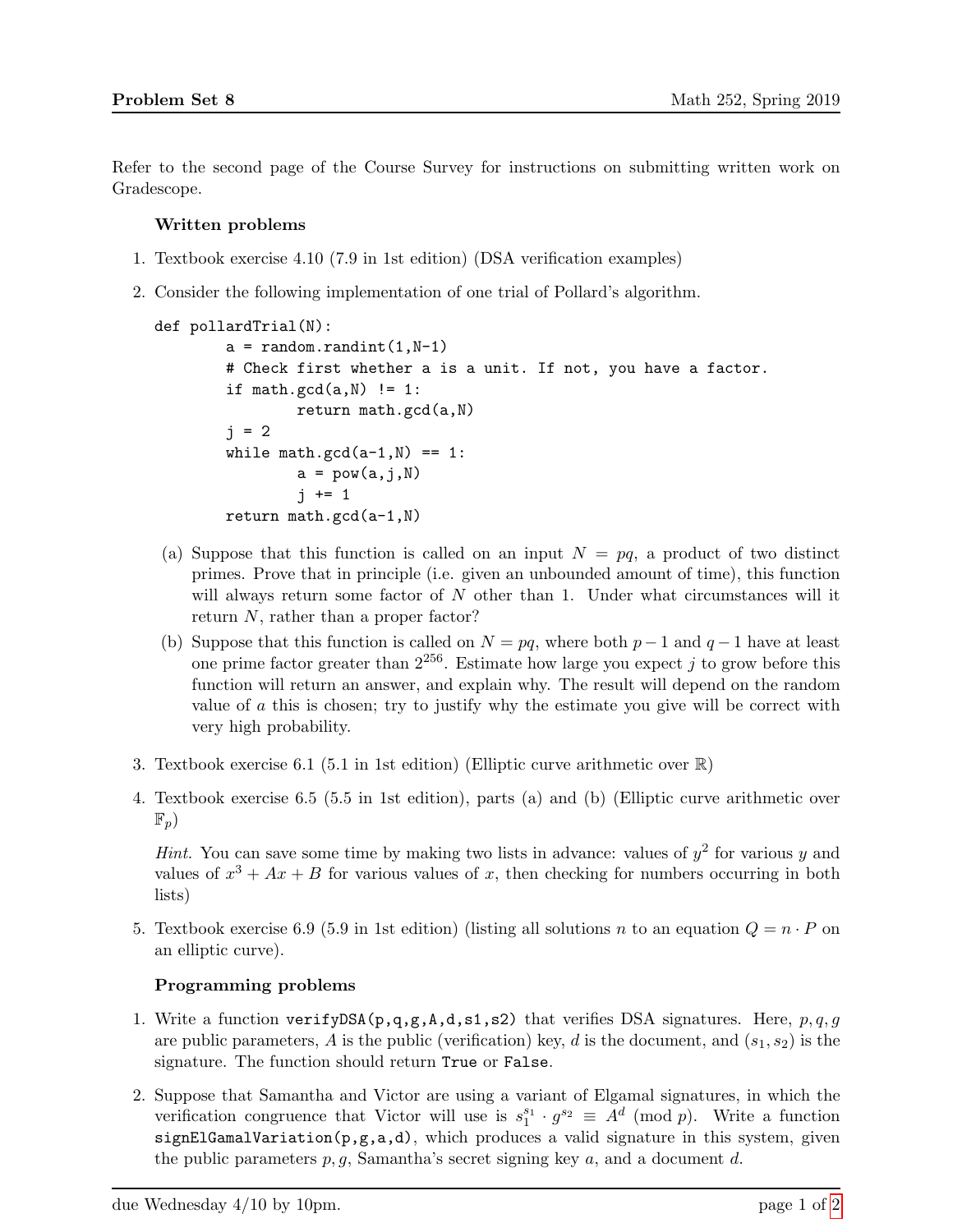Refer to the second page of the Course Survey for instructions on submitting written work on Gradescope.

**Written problems**

1. Textbook exercise 4.10 (7.9 in 1st edition) (DSA verification examples)

2. Consider the following implementation of one trial of Pollard's algorithm.

```
def pollardTrial(N):
        a = random.randint(1,N-1)
        # Check first whether a is a unit. If not, you have a factor.
        if math.gcd(a,N) != 1:
                return math.gcd(a,N)
        j = 2
        while math.gcd(a-1,N) == 1:
                a = pow(a,j,N)
                j += 1
        return math.gcd(a-1,N)
```

   (a) Suppose that this function is called on an input $N = pq$, a product of two distinct primes. Prove that in principle (i.e. given an unbounded amount of time), this function will always return some factor of $N$ other than 1. Under what circumstances will it return $N$, rather than a proper factor?

   (b) Suppose that this function is called on $N = pq$, where both $p - 1$ and $q - 1$ have at least one prime factor greater than $2^{256}$. Estimate how large you expect $j$ to grow before this function will return an answer, and explain why. The result will depend on the random value of $a$ this is chosen; try to justify why the estimate you give will be correct with very high probability.

3. Textbook exercise 6.1 (5.1 in 1st edition) (Elliptic curve arithmetic over $\mathbb{R}$)

4. Textbook exercise 6.5 (5.5 in 1st edition), parts (a) and (b) (Elliptic curve arithmetic over $\mathbb{F}_p$)

   *Hint.* You can save some time by making two lists in advance: values of $y^2$ for various $y$ and values of $x^3 + Ax + B$ for various values of $x$, then checking for numbers occurring in both lists)

5. Textbook exercise 6.9 (5.9 in 1st edition) (listing all solutions $n$ to an equation $Q = n \cdot P$ on an elliptic curve).

**Programming problems**

1. Write a function `verifyDSA(p,q,g,A,d,s1,s2)` that verifies DSA signatures. Here, $p, q, g$ are public parameters, $A$ is the public (verification) key, $d$ is the document, and $(s_1, s_2)$ is the signature. The function should return `True` or `False`.

2. Suppose that Samantha and Victor are using a variant of Elgamal signatures, in which the verification congruence that Victor will use is $s_1^{s_1} \cdot g^{s_2} \equiv A^d \pmod{p}$. Write a function `signElGamalVariation(p,g,a,d)`, which produces a valid signature in this system, given the public parameters $p, g$, Samantha's secret signing key $a$, and a document $d$.

due Wednesday 4/10 by 10pm.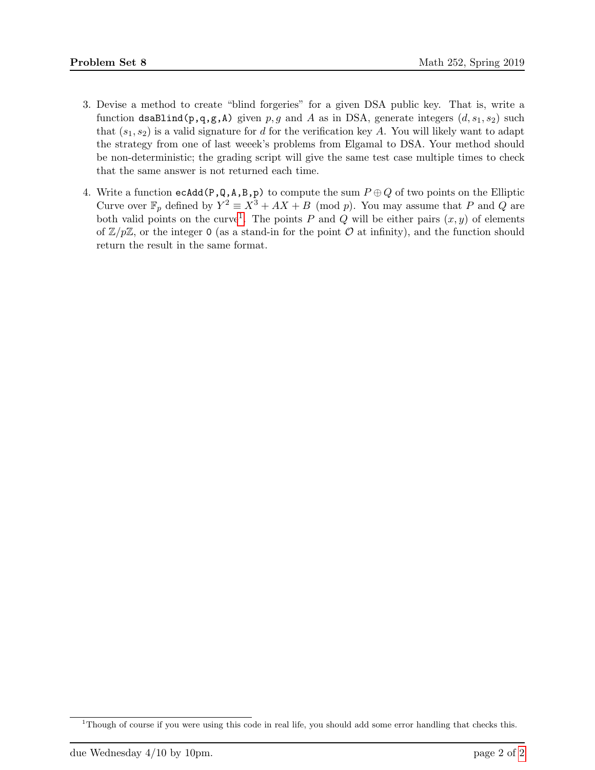3. Devise a method to create "blind forgeries" for a given DSA public key. That is, write a function `dsaBlind(p,q,g,A)` given $p, g$ and $A$ as in DSA, generate integers $(d, s_1, s_2)$ such that $(s_1, s_2)$ is a valid signature for $d$ for the verification key $A$. You will likely want to adapt the strategy from one of last weeek's problems from Elgamal to DSA. Your method should be non-deterministic; the grading script will give the same test case multiple times to check that the same answer is not returned each time.

4. Write a function `ecAdd(P,Q,A,B,p)` to compute the sum $P \oplus Q$ of two points on the Elliptic Curve over $\mathbb{F}_p$ defined by $Y^2 \equiv X^3 + AX + B \pmod{p}$. You may assume that $P$ and $Q$ are both valid points on the curve[1]. The points $P$ and $Q$ will be either pairs $(x, y)$ of elements of $\mathbb{Z}/p\mathbb{Z}$, or the integer `0` (as a stand-in for the point $\mathcal{O}$ at infinity), and the function should return the result in the same format.

[1] Though of course if you were using this code in real life, you should add some error handling that checks this.